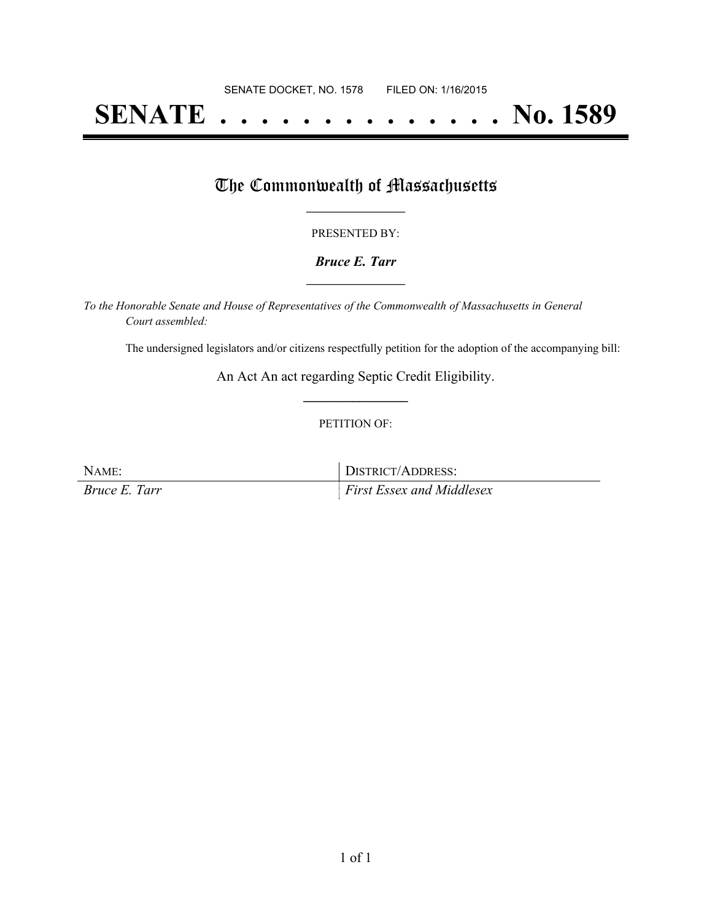SENATE DOCKET, NO. 1578        FILED ON: 1/16/2015

# SENATE . . . . . . . . . . . . . . No. 1589

## The Commonwealth of Massachusetts

PRESENTED BY:

***Bruce E. Tarr***

*To the Honorable Senate and House of Representatives of the Commonwealth of Massachusetts in General Court assembled:*

The undersigned legislators and/or citizens respectfully petition for the adoption of the accompanying bill:

An Act An act regarding Septic Credit Eligibility.

PETITION OF:

| NAME: | DISTRICT/ADDRESS: |
| --- | --- |
| *Bruce E. Tarr* | *First Essex and Middlesex* |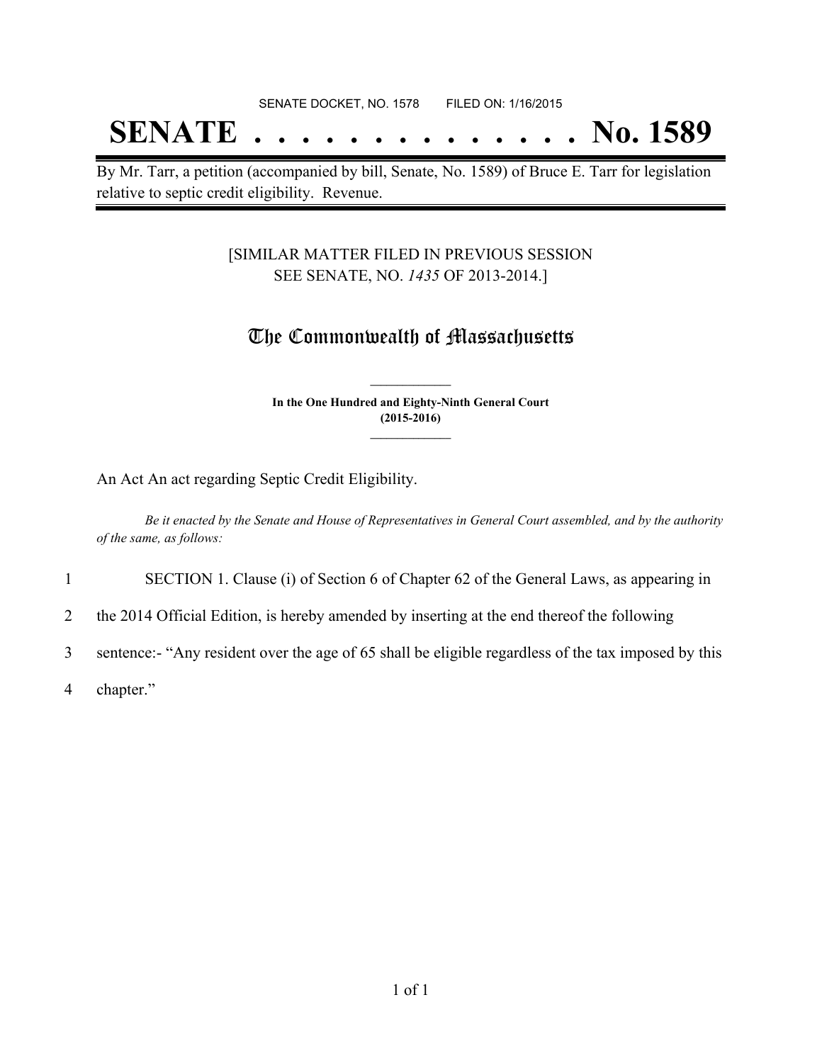SENATE DOCKET, NO. 1578        FILED ON: 1/16/2015

# SENATE . . . . . . . . . . . . . . No. 1589

By Mr. Tarr, a petition (accompanied by bill, Senate, No. 1589) of Bruce E. Tarr for legislation relative to septic credit eligibility. Revenue.

[SIMILAR MATTER FILED IN PREVIOUS SESSION
SEE SENATE, NO. *1435* OF 2013-2014.]

## The Commonwealth of Massachusetts

**In the One Hundred and Eighty-Ninth General Court**
**(2015-2016)**

An Act An act regarding Septic Credit Eligibility.

*Be it enacted by the Senate and House of Representatives in General Court assembled, and by the authority of the same, as follows:*

1 SECTION 1. Clause (i) of Section 6 of Chapter 62 of the General Laws, as appearing in

2 the 2014 Official Edition, is hereby amended by inserting at the end thereof the following

3 sentence:- "Any resident over the age of 65 shall be eligible regardless of the tax imposed by this

4 chapter."